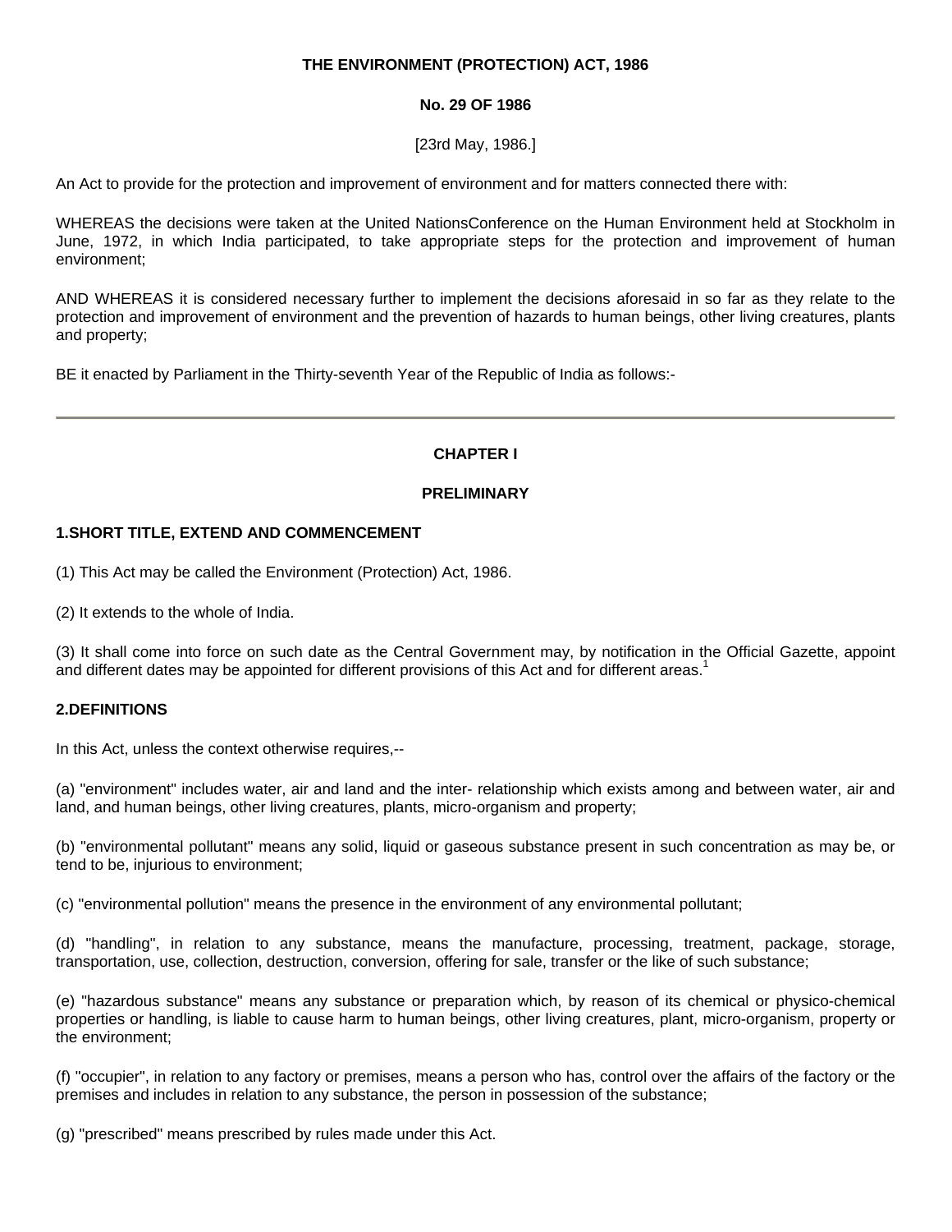**THE ENVIRONMENT (PROTECTION) ACT, 1986**

**No. 29 OF 1986**

[23rd May, 1986.]

An Act to provide for the protection and improvement of environment and for matters connected there with:

WHEREAS the decisions were taken at the United NationsConference on the Human Environment held at Stockholm in June, 1972, in which India participated, to take appropriate steps for the protection and improvement of human environment;

AND WHEREAS it is considered necessary further to implement the decisions aforesaid in so far as they relate to the protection and improvement of environment and the prevention of hazards to human beings, other living creatures, plants and property;

BE it enacted by Parliament in the Thirty-seventh Year of the Republic of India as follows:-

---

## CHAPTER I

## PRELIMINARY

### 1.SHORT TITLE, EXTEND AND COMMENCEMENT

(1) This Act may be called the Environment (Protection) Act, 1986.

(2) It extends to the whole of India.

(3) It shall come into force on such date as the Central Government may, by notification in the Official Gazette, appoint and different dates may be appointed for different provisions of this Act and for different areas.[1]

### 2.DEFINITIONS

In this Act, unless the context otherwise requires,--

(a) "environment" includes water, air and land and the inter- relationship which exists among and between water, air and land, and human beings, other living creatures, plants, micro-organism and property;

(b) "environmental pollutant" means any solid, liquid or gaseous substance present in such concentration as may be, or tend to be, injurious to environment;

(c) "environmental pollution" means the presence in the environment of any environmental pollutant;

(d) "handling", in relation to any substance, means the manufacture, processing, treatment, package, storage, transportation, use, collection, destruction, conversion, offering for sale, transfer or the like of such substance;

(e) "hazardous substance" means any substance or preparation which, by reason of its chemical or physico-chemical properties or handling, is liable to cause harm to human beings, other living creatures, plant, micro-organism, property or the environment;

(f) "occupier", in relation to any factory or premises, means a person who has, control over the affairs of the factory or the premises and includes in relation to any substance, the person in possession of the substance;

(g) "prescribed" means prescribed by rules made under this Act.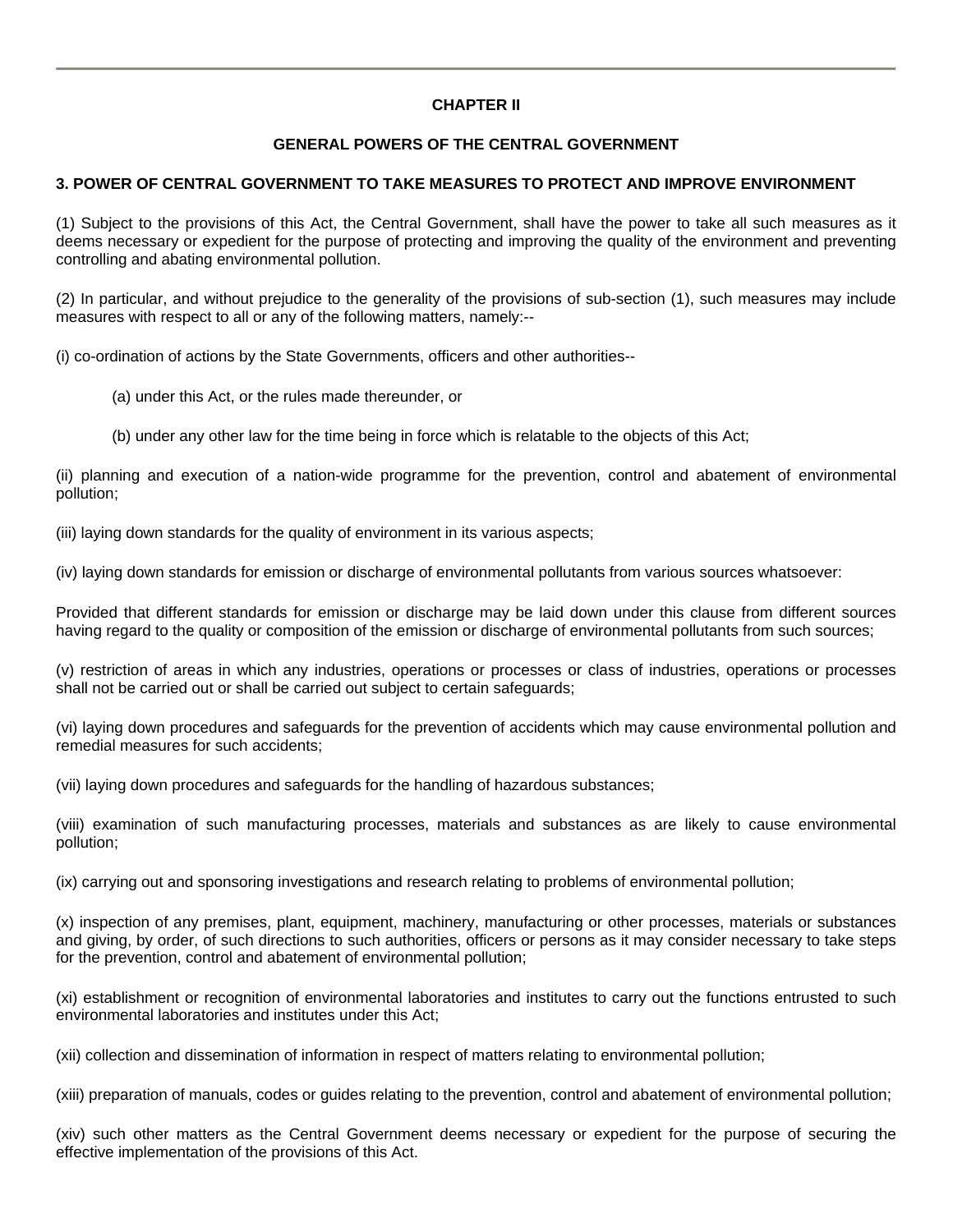## CHAPTER II

## GENERAL POWERS OF THE CENTRAL GOVERNMENT

### 3. POWER OF CENTRAL GOVERNMENT TO TAKE MEASURES TO PROTECT AND IMPROVE ENVIRONMENT

(1) Subject to the provisions of this Act, the Central Government, shall have the power to take all such measures as it deems necessary or expedient for the purpose of protecting and improving the quality of the environment and preventing controlling and abating environmental pollution.

(2) In particular, and without prejudice to the generality of the provisions of sub-section (1), such measures may include measures with respect to all or any of the following matters, namely:--

(i) co-ordination of actions by the State Governments, officers and other authorities--

(a) under this Act, or the rules made thereunder, or

(b) under any other law for the time being in force which is relatable to the objects of this Act;

(ii) planning and execution of a nation-wide programme for the prevention, control and abatement of environmental pollution;

(iii) laying down standards for the quality of environment in its various aspects;

(iv) laying down standards for emission or discharge of environmental pollutants from various sources whatsoever:

Provided that different standards for emission or discharge may be laid down under this clause from different sources having regard to the quality or composition of the emission or discharge of environmental pollutants from such sources;

(v) restriction of areas in which any industries, operations or processes or class of industries, operations or processes shall not be carried out or shall be carried out subject to certain safeguards;

(vi) laying down procedures and safeguards for the prevention of accidents which may cause environmental pollution and remedial measures for such accidents;

(vii) laying down procedures and safeguards for the handling of hazardous substances;

(viii) examination of such manufacturing processes, materials and substances as are likely to cause environmental pollution;

(ix) carrying out and sponsoring investigations and research relating to problems of environmental pollution;

(x) inspection of any premises, plant, equipment, machinery, manufacturing or other processes, materials or substances and giving, by order, of such directions to such authorities, officers or persons as it may consider necessary to take steps for the prevention, control and abatement of environmental pollution;

(xi) establishment or recognition of environmental laboratories and institutes to carry out the functions entrusted to such environmental laboratories and institutes under this Act;

(xii) collection and dissemination of information in respect of matters relating to environmental pollution;

(xiii) preparation of manuals, codes or guides relating to the prevention, control and abatement of environmental pollution;

(xiv) such other matters as the Central Government deems necessary or expedient for the purpose of securing the effective implementation of the provisions of this Act.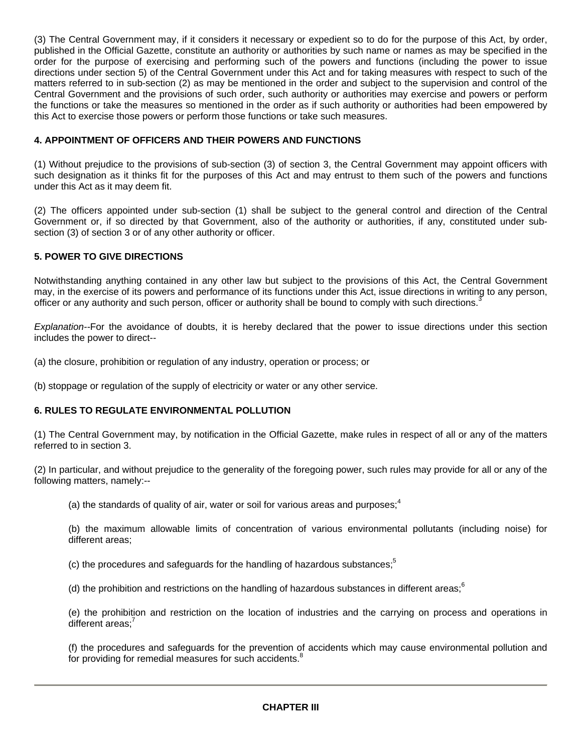(3) The Central Government may, if it considers it necessary or expedient so to do for the purpose of this Act, by order, published in the Official Gazette, constitute an authority or authorities by such name or names as may be specified in the order for the purpose of exercising and performing such of the powers and functions (including the power to issue directions under section 5) of the Central Government under this Act and for taking measures with respect to such of the matters referred to in sub-section (2) as may be mentioned in the order and subject to the supervision and control of the Central Government and the provisions of such order, such authority or authorities may exercise and powers or perform the functions or take the measures so mentioned in the order as if such authority or authorities had been empowered by this Act to exercise those powers or perform those functions or take such measures.

**4. APPOINTMENT OF OFFICERS AND THEIR POWERS AND FUNCTIONS**

(1) Without prejudice to the provisions of sub-section (3) of section 3, the Central Government may appoint officers with such designation as it thinks fit for the purposes of this Act and may entrust to them such of the powers and functions under this Act as it may deem fit.

(2) The officers appointed under sub-section (1) shall be subject to the general control and direction of the Central Government or, if so directed by that Government, also of the authority or authorities, if any, constituted under sub-section (3) of section 3 or of any other authority or officer.

**5. POWER TO GIVE DIRECTIONS**

Notwithstanding anything contained in any other law but subject to the provisions of this Act, the Central Government may, in the exercise of its powers and performance of its functions under this Act, issue directions in writing to any person, officer or any authority and such person, officer or authority shall be bound to comply with such directions.[3]

*Explanation*--For the avoidance of doubts, it is hereby declared that the power to issue directions under this section includes the power to direct--

(a) the closure, prohibition or regulation of any industry, operation or process; or

(b) stoppage or regulation of the supply of electricity or water or any other service.

**6. RULES TO REGULATE ENVIRONMENTAL POLLUTION**

(1) The Central Government may, by notification in the Official Gazette, make rules in respect of all or any of the matters referred to in section 3.

(2) In particular, and without prejudice to the generality of the foregoing power, such rules may provide for all or any of the following matters, namely:--

> (a) the standards of quality of air, water or soil for various areas and purposes;[4]
>
> (b) the maximum allowable limits of concentration of various environmental pollutants (including noise) for different areas;
>
> (c) the procedures and safeguards for the handling of hazardous substances;[5]
>
> (d) the prohibition and restrictions on the handling of hazardous substances in different areas;[6]
>
> (e) the prohibition and restriction on the location of industries and the carrying on process and operations in different areas;[7]
>
> (f) the procedures and safeguards for the prevention of accidents which may cause environmental pollution and for providing for remedial measures for such accidents.[8]

---

**CHAPTER III**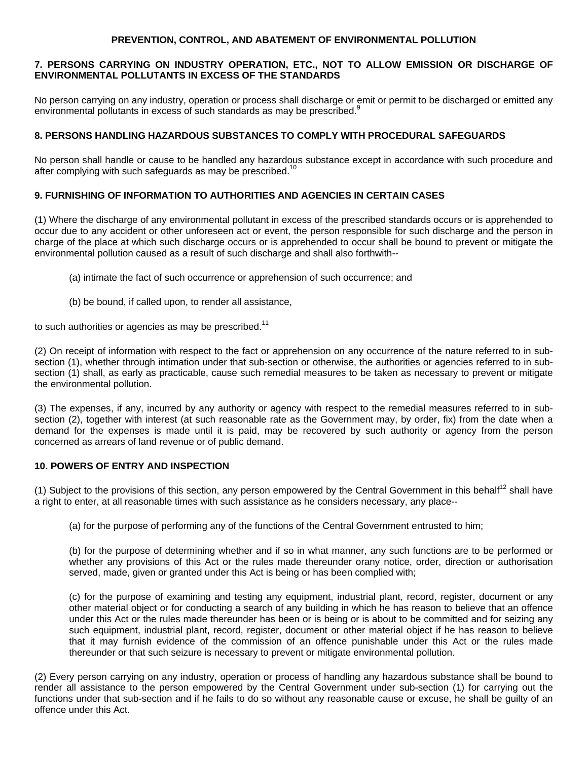## PREVENTION, CONTROL, AND ABATEMENT OF ENVIRONMENTAL POLLUTION

### 7. PERSONS CARRYING ON INDUSTRY OPERATION, ETC., NOT TO ALLOW EMISSION OR DISCHARGE OF ENVIRONMENTAL POLLUTANTS IN EXCESS OF THE STANDARDS

No person carrying on any industry, operation or process shall discharge or emit or permit to be discharged or emitted any environmental pollutants in excess of such standards as may be prescribed.[9]

### 8. PERSONS HANDLING HAZARDOUS SUBSTANCES TO COMPLY WITH PROCEDURAL SAFEGUARDS

No person shall handle or cause to be handled any hazardous substance except in accordance with such procedure and after complying with such safeguards as may be prescribed.[10]

### 9. FURNISHING OF INFORMATION TO AUTHORITIES AND AGENCIES IN CERTAIN CASES

(1) Where the discharge of any environmental pollutant in excess of the prescribed standards occurs or is apprehended to occur due to any accident or other unforeseen act or event, the person responsible for such discharge and the person in charge of the place at which such discharge occurs or is apprehended to occur shall be bound to prevent or mitigate the environmental pollution caused as a result of such discharge and shall also forthwith--

(a) intimate the fact of such occurrence or apprehension of such occurrence; and

(b) be bound, if called upon, to render all assistance,

to such authorities or agencies as may be prescribed.[11]

(2) On receipt of information with respect to the fact or apprehension on any occurrence of the nature referred to in sub-section (1), whether through intimation under that sub-section or otherwise, the authorities or agencies referred to in sub-section (1) shall, as early as practicable, cause such remedial measures to be taken as necessary to prevent or mitigate the environmental pollution.

(3) The expenses, if any, incurred by any authority or agency with respect to the remedial measures referred to in sub-section (2), together with interest (at such reasonable rate as the Government may, by order, fix) from the date when a demand for the expenses is made until it is paid, may be recovered by such authority or agency from the person concerned as arrears of land revenue or of public demand.

### 10. POWERS OF ENTRY AND INSPECTION

(1) Subject to the provisions of this section, any person empowered by the Central Government in this behalf[12] shall have a right to enter, at all reasonable times with such assistance as he considers necessary, any place--

(a) for the purpose of performing any of the functions of the Central Government entrusted to him;

(b) for the purpose of determining whether and if so in what manner, any such functions are to be performed or whether any provisions of this Act or the rules made thereunder orany notice, order, direction or authorisation served, made, given or granted under this Act is being or has been complied with;

(c) for the purpose of examining and testing any equipment, industrial plant, record, register, document or any other material object or for conducting a search of any building in which he has reason to believe that an offence under this Act or the rules made thereunder has been or is being or is about to be committed and for seizing any such equipment, industrial plant, record, register, document or other material object if he has reason to believe that it may furnish evidence of the commission of an offence punishable under this Act or the rules made thereunder or that such seizure is necessary to prevent or mitigate environmental pollution.

(2) Every person carrying on any industry, operation or process of handling any hazardous substance shall be bound to render all assistance to the person empowered by the Central Government under sub-section (1) for carrying out the functions under that sub-section and if he fails to do so without any reasonable cause or excuse, he shall be guilty of an offence under this Act.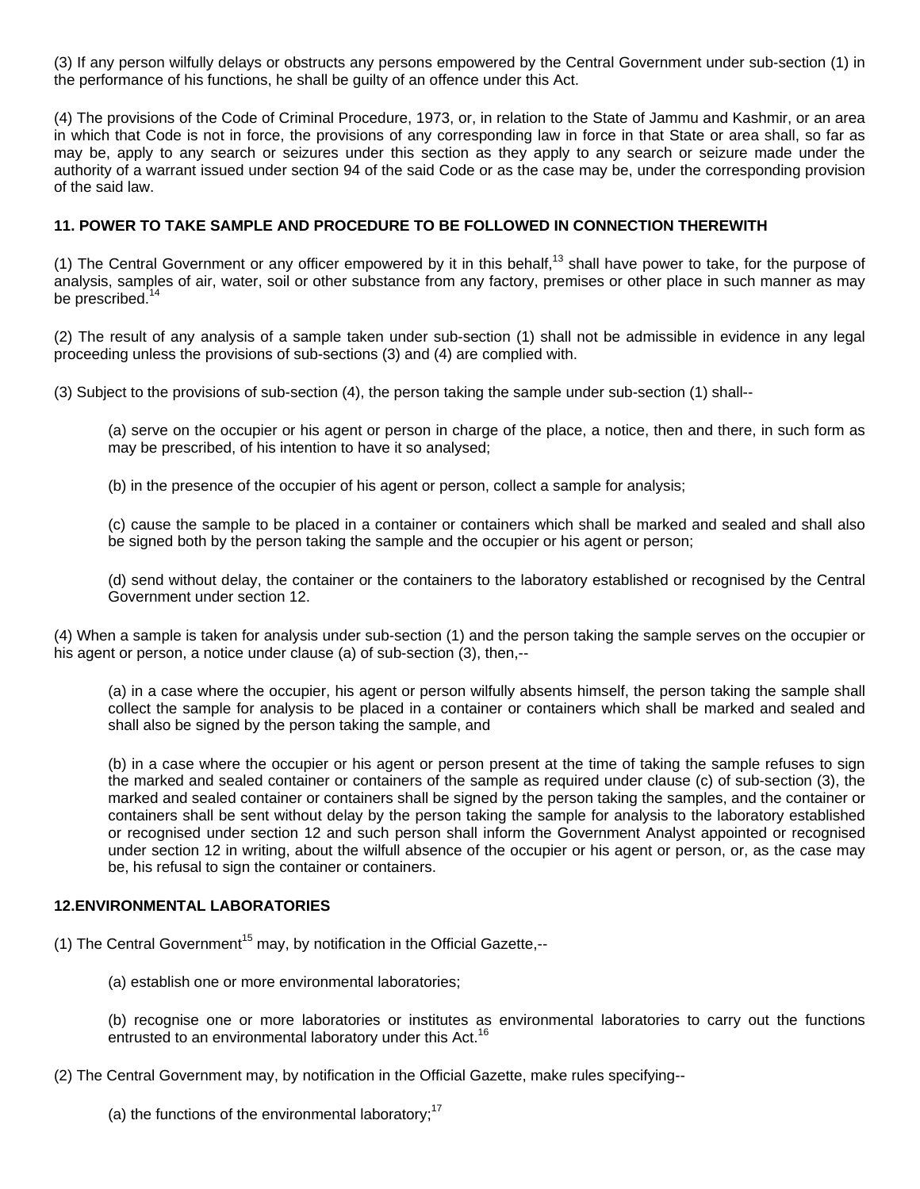(3) If any person wilfully delays or obstructs any persons empowered by the Central Government under sub-section (1) in the performance of his functions, he shall be guilty of an offence under this Act.

(4) The provisions of the Code of Criminal Procedure, 1973, or, in relation to the State of Jammu and Kashmir, or an area in which that Code is not in force, the provisions of any corresponding law in force in that State or area shall, so far as may be, apply to any search or seizures under this section as they apply to any search or seizure made under the authority of a warrant issued under section 94 of the said Code or as the case may be, under the corresponding provision of the said law.

### 11. POWER TO TAKE SAMPLE AND PROCEDURE TO BE FOLLOWED IN CONNECTION THEREWITH

(1) The Central Government or any officer empowered by it in this behalf,[13] shall have power to take, for the purpose of analysis, samples of air, water, soil or other substance from any factory, premises or other place in such manner as may be prescribed.[14]

(2) The result of any analysis of a sample taken under sub-section (1) shall not be admissible in evidence in any legal proceeding unless the provisions of sub-sections (3) and (4) are complied with.

(3) Subject to the provisions of sub-section (4), the person taking the sample under sub-section (1) shall--

> (a) serve on the occupier or his agent or person in charge of the place, a notice, then and there, in such form as may be prescribed, of his intention to have it so analysed;
>
> (b) in the presence of the occupier of his agent or person, collect a sample for analysis;
>
> (c) cause the sample to be placed in a container or containers which shall be marked and sealed and shall also be signed both by the person taking the sample and the occupier or his agent or person;
>
> (d) send without delay, the container or the containers to the laboratory established or recognised by the Central Government under section 12.

(4) When a sample is taken for analysis under sub-section (1) and the person taking the sample serves on the occupier or his agent or person, a notice under clause (a) of sub-section (3), then,--

> (a) in a case where the occupier, his agent or person wilfully absents himself, the person taking the sample shall collect the sample for analysis to be placed in a container or containers which shall be marked and sealed and shall also be signed by the person taking the sample, and
>
> (b) in a case where the occupier or his agent or person present at the time of taking the sample refuses to sign the marked and sealed container or containers of the sample as required under clause (c) of sub-section (3), the marked and sealed container or containers shall be signed by the person taking the samples, and the container or containers shall be sent without delay by the person taking the sample for analysis to the laboratory established or recognised under section 12 and such person shall inform the Government Analyst appointed or recognised under section 12 in writing, about the wilfull absence of the occupier or his agent or person, or, as the case may be, his refusal to sign the container or containers.

### 12.ENVIRONMENTAL LABORATORIES

(1) The Central Government[15] may, by notification in the Official Gazette,--

> (a) establish one or more environmental laboratories;
>
> (b) recognise one or more laboratories or institutes as environmental laboratories to carry out the functions entrusted to an environmental laboratory under this Act.[16]

(2) The Central Government may, by notification in the Official Gazette, make rules specifying--

> (a) the functions of the environmental laboratory;[17]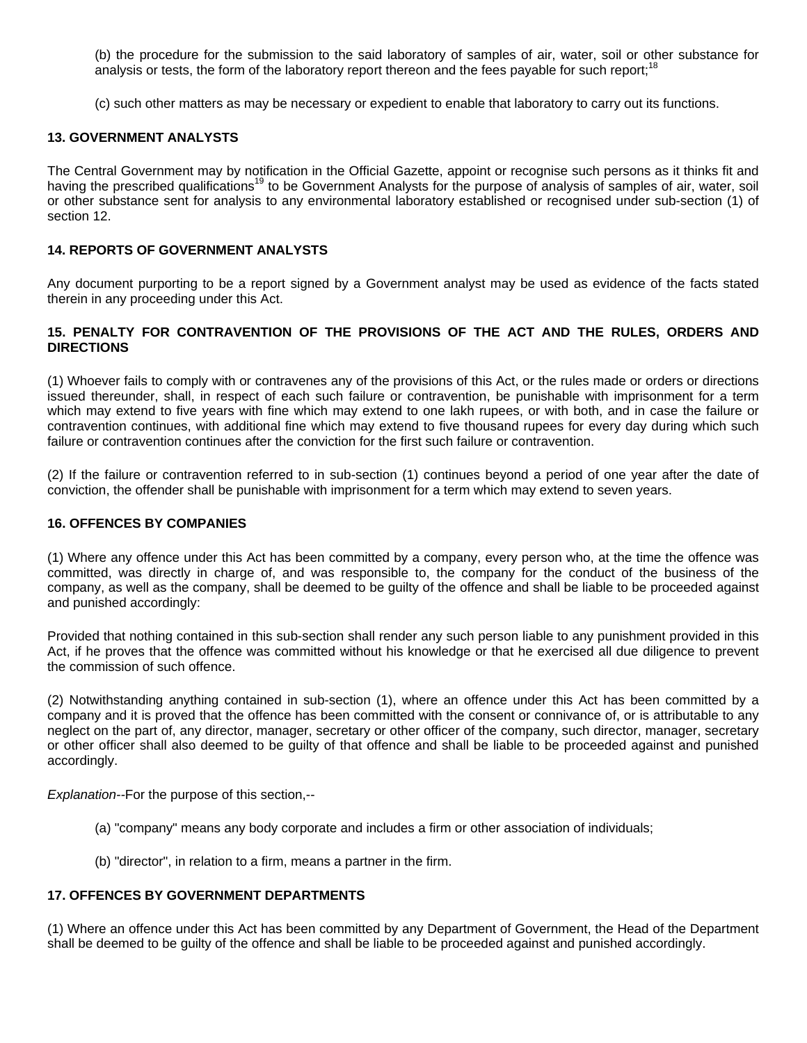(b) the procedure for the submission to the said laboratory of samples of air, water, soil or other substance for analysis or tests, the form of the laboratory report thereon and the fees payable for such report;[18]

(c) such other matters as may be necessary or expedient to enable that laboratory to carry out its functions.

### 13. GOVERNMENT ANALYSTS

The Central Government may by notification in the Official Gazette, appoint or recognise such persons as it thinks fit and having the prescribed qualifications[19] to be Government Analysts for the purpose of analysis of samples of air, water, soil or other substance sent for analysis to any environmental laboratory established or recognised under sub-section (1) of section 12.

### 14. REPORTS OF GOVERNMENT ANALYSTS

Any document purporting to be a report signed by a Government analyst may be used as evidence of the facts stated therein in any proceeding under this Act.

### 15. PENALTY FOR CONTRAVENTION OF THE PROVISIONS OF THE ACT AND THE RULES, ORDERS AND DIRECTIONS

(1) Whoever fails to comply with or contravenes any of the provisions of this Act, or the rules made or orders or directions issued thereunder, shall, in respect of each such failure or contravention, be punishable with imprisonment for a term which may extend to five years with fine which may extend to one lakh rupees, or with both, and in case the failure or contravention continues, with additional fine which may extend to five thousand rupees for every day during which such failure or contravention continues after the conviction for the first such failure or contravention.

(2) If the failure or contravention referred to in sub-section (1) continues beyond a period of one year after the date of conviction, the offender shall be punishable with imprisonment for a term which may extend to seven years.

### 16. OFFENCES BY COMPANIES

(1) Where any offence under this Act has been committed by a company, every person who, at the time the offence was committed, was directly in charge of, and was responsible to, the company for the conduct of the business of the company, as well as the company, shall be deemed to be guilty of the offence and shall be liable to be proceeded against and punished accordingly:

Provided that nothing contained in this sub-section shall render any such person liable to any punishment provided in this Act, if he proves that the offence was committed without his knowledge or that he exercised all due diligence to prevent the commission of such offence.

(2) Notwithstanding anything contained in sub-section (1), where an offence under this Act has been committed by a company and it is proved that the offence has been committed with the consent or connivance of, or is attributable to any neglect on the part of, any director, manager, secretary or other officer of the company, such director, manager, secretary or other officer shall also deemed to be guilty of that offence and shall be liable to be proceeded against and punished accordingly.

*Explanation*--For the purpose of this section,--

(a) "company" means any body corporate and includes a firm or other association of individuals;

(b) "director", in relation to a firm, means a partner in the firm.

### 17. OFFENCES BY GOVERNMENT DEPARTMENTS

(1) Where an offence under this Act has been committed by any Department of Government, the Head of the Department shall be deemed to be guilty of the offence and shall be liable to be proceeded against and punished accordingly.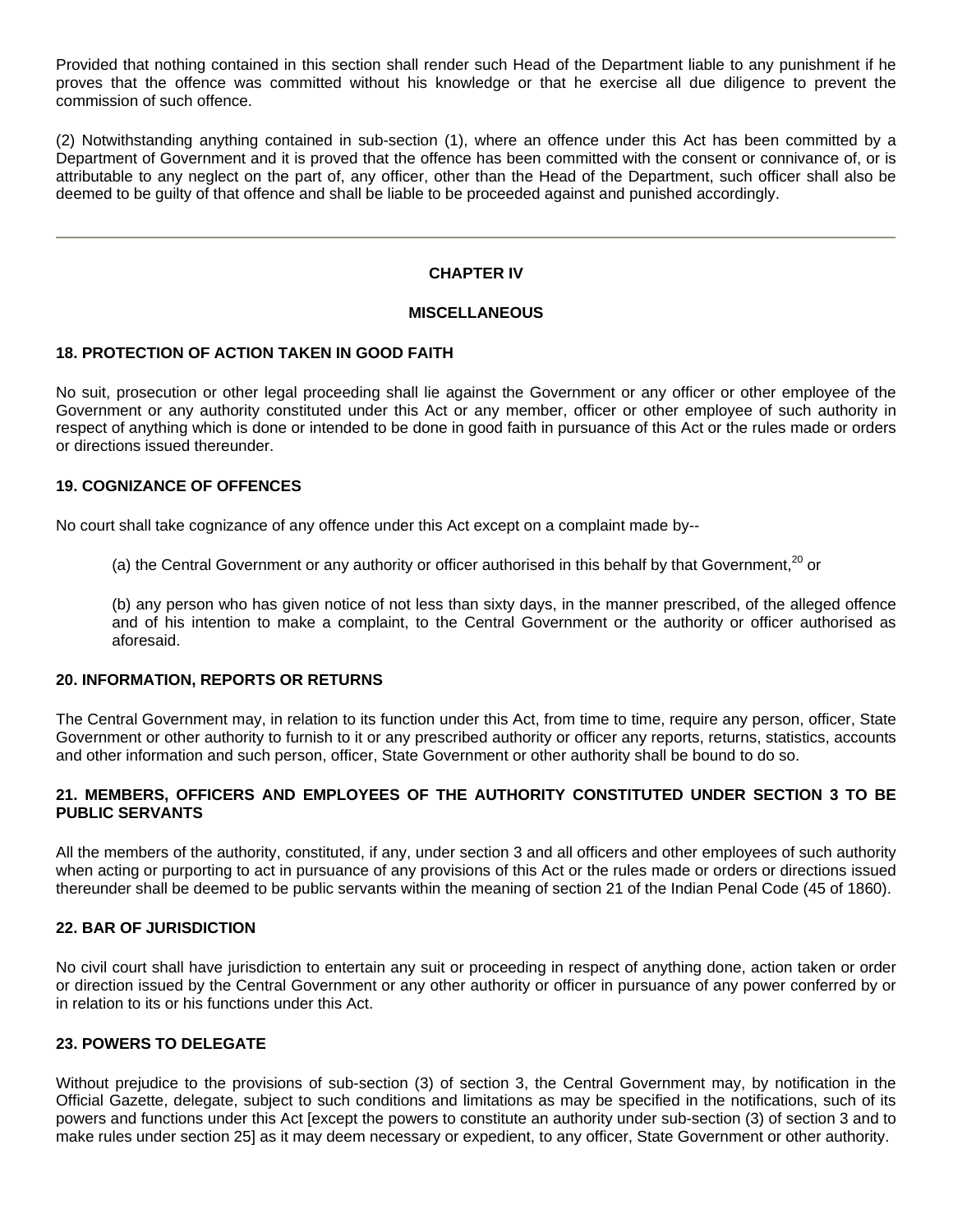Provided that nothing contained in this section shall render such Head of the Department liable to any punishment if he proves that the offence was committed without his knowledge or that he exercise all due diligence to prevent the commission of such offence.

(2) Notwithstanding anything contained in sub-section (1), where an offence under this Act has been committed by a Department of Government and it is proved that the offence has been committed with the consent or connivance of, or is attributable to any neglect on the part of, any officer, other than the Head of the Department, such officer shall also be deemed to be guilty of that offence and shall be liable to be proceeded against and punished accordingly.

---

## CHAPTER IV

## MISCELLANEOUS

### 18. PROTECTION OF ACTION TAKEN IN GOOD FAITH

No suit, prosecution or other legal proceeding shall lie against the Government or any officer or other employee of the Government or any authority constituted under this Act or any member, officer or other employee of such authority in respect of anything which is done or intended to be done in good faith in pursuance of this Act or the rules made or orders or directions issued thereunder.

### 19. COGNIZANCE OF OFFENCES

No court shall take cognizance of any offence under this Act except on a complaint made by--

(a) the Central Government or any authority or officer authorised in this behalf by that Government,[20] or

(b) any person who has given notice of not less than sixty days, in the manner prescribed, of the alleged offence and of his intention to make a complaint, to the Central Government or the authority or officer authorised as aforesaid.

### 20. INFORMATION, REPORTS OR RETURNS

The Central Government may, in relation to its function under this Act, from time to time, require any person, officer, State Government or other authority to furnish to it or any prescribed authority or officer any reports, returns, statistics, accounts and other information and such person, officer, State Government or other authority shall be bound to do so.

### 21. MEMBERS, OFFICERS AND EMPLOYEES OF THE AUTHORITY CONSTITUTED UNDER SECTION 3 TO BE PUBLIC SERVANTS

All the members of the authority, constituted, if any, under section 3 and all officers and other employees of such authority when acting or purporting to act in pursuance of any provisions of this Act or the rules made or orders or directions issued thereunder shall be deemed to be public servants within the meaning of section 21 of the Indian Penal Code (45 of 1860).

### 22. BAR OF JURISDICTION

No civil court shall have jurisdiction to entertain any suit or proceeding in respect of anything done, action taken or order or direction issued by the Central Government or any other authority or officer in pursuance of any power conferred by or in relation to its or his functions under this Act.

### 23. POWERS TO DELEGATE

Without prejudice to the provisions of sub-section (3) of section 3, the Central Government may, by notification in the Official Gazette, delegate, subject to such conditions and limitations as may be specified in the notifications, such of its powers and functions under this Act [except the powers to constitute an authority under sub-section (3) of section 3 and to make rules under section 25] as it may deem necessary or expedient, to any officer, State Government or other authority.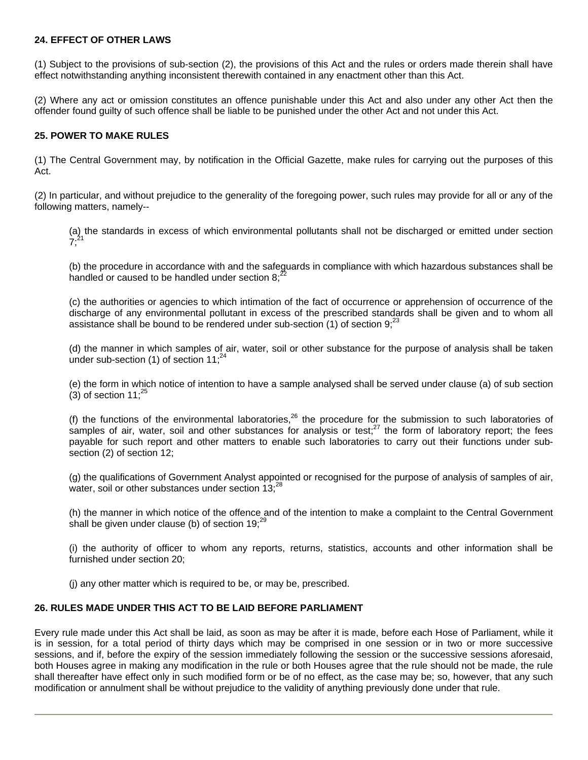### 24. EFFECT OF OTHER LAWS

(1) Subject to the provisions of sub-section (2), the provisions of this Act and the rules or orders made therein shall have effect notwithstanding anything inconsistent therewith contained in any enactment other than this Act.

(2) Where any act or omission constitutes an offence punishable under this Act and also under any other Act then the offender found guilty of such offence shall be liable to be punished under the other Act and not under this Act.

### 25. POWER TO MAKE RULES

(1) The Central Government may, by notification in the Official Gazette, make rules for carrying out the purposes of this Act.

(2) In particular, and without prejudice to the generality of the foregoing power, such rules may provide for all or any of the following matters, namely--

> (a) the standards in excess of which environmental pollutants shall not be discharged or emitted under section 7;[21]
>
> (b) the procedure in accordance with and the safeguards in compliance with which hazardous substances shall be handled or caused to be handled under section 8;[22]
>
> (c) the authorities or agencies to which intimation of the fact of occurrence or apprehension of occurrence of the discharge of any environmental pollutant in excess of the prescribed standards shall be given and to whom all assistance shall be bound to be rendered under sub-section (1) of section 9;[23]
>
> (d) the manner in which samples of air, water, soil or other substance for the purpose of analysis shall be taken under sub-section (1) of section 11;[24]
>
> (e) the form in which notice of intention to have a sample analysed shall be served under clause (a) of sub section (3) of section 11;[25]
>
> (f) the functions of the environmental laboratories,[26] the procedure for the submission to such laboratories of samples of air, water, soil and other substances for analysis or test;[27] the form of laboratory report; the fees payable for such report and other matters to enable such laboratories to carry out their functions under sub-section (2) of section 12;
>
> (g) the qualifications of Government Analyst appointed or recognised for the purpose of analysis of samples of air, water, soil or other substances under section 13;[28]
>
> (h) the manner in which notice of the offence and of the intention to make a complaint to the Central Government shall be given under clause (b) of section 19;[29]
>
> (i) the authority of officer to whom any reports, returns, statistics, accounts and other information shall be furnished under section 20;
>
> (j) any other matter which is required to be, or may be, prescribed.

### 26. RULES MADE UNDER THIS ACT TO BE LAID BEFORE PARLIAMENT

Every rule made under this Act shall be laid, as soon as may be after it is made, before each Hose of Parliament, while it is in session, for a total period of thirty days which may be comprised in one session or in two or more successive sessions, and if, before the expiry of the session immediately following the session or the successive sessions aforesaid, both Houses agree in making any modification in the rule or both Houses agree that the rule should not be made, the rule shall thereafter have effect only in such modified form or be of no effect, as the case may be; so, however, that any such modification or annulment shall be without prejudice to the validity of anything previously done under that rule.

---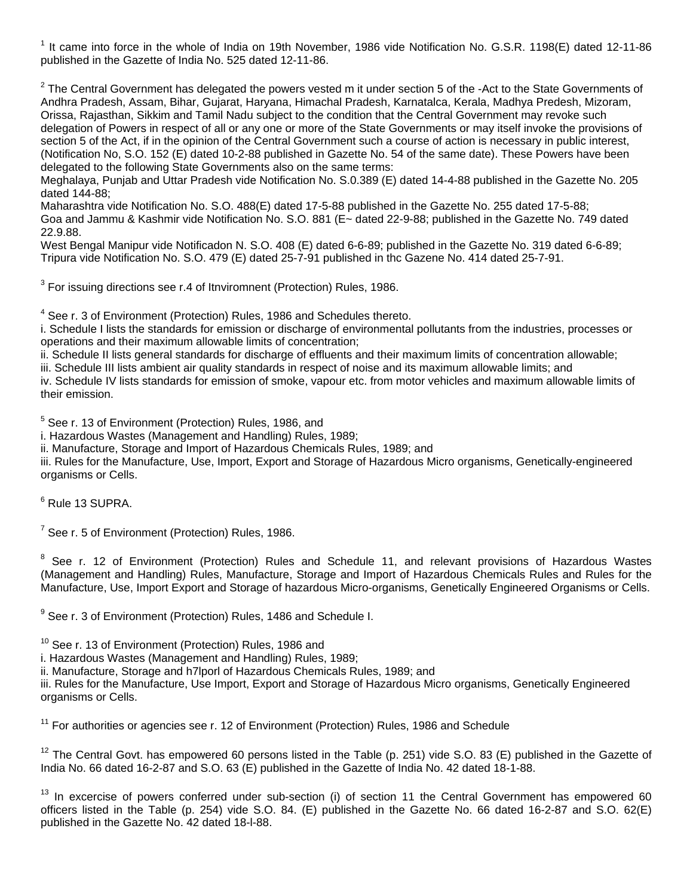[1] It came into force in the whole of India on 19th November, 1986 vide Notification No. G.S.R. 1198(E) dated 12-11-86 published in the Gazette of India No. 525 dated 12-11-86.

[2] The Central Government has delegated the powers vested m it under section 5 of the -Act to the State Governments of Andhra Pradesh, Assam, Bihar, Gujarat, Haryana, Himachal Pradesh, Karnatalca, Kerala, Madhya Predesh, Mizoram, Orissa, Rajasthan, Sikkim and Tamil Nadu subject to the condition that the Central Government may revoke such delegation of Powers in respect of all or any one or more of the State Governments or may itself invoke the provisions of section 5 of the Act, if in the opinion of the Central Government such a course of action is necessary in public interest, (Notification No, S.O. 152 (E) dated 10-2-88 published in Gazette No. 54 of the same date). These Powers have been delegated to the following State Governments also on the same terms:
Meghalaya, Punjab and Uttar Pradesh vide Notification No. S.0.389 (E) dated 14-4-88 published in the Gazette No. 205 dated 144-88;
Maharashtra vide Notification No. S.O. 488(E) dated 17-5-88 published in the Gazette No. 255 dated 17-5-88;
Goa and Jammu & Kashmir vide Notification No. S.O. 881 (E~ dated 22-9-88; published in the Gazette No. 749 dated 22.9.88.
West Bengal Manipur vide Notificadon N. S.O. 408 (E) dated 6-6-89; published in the Gazette No. 319 dated 6-6-89;
Tripura vide Notification No. S.O. 479 (E) dated 25-7-91 published in thc Gazene No. 414 dated 25-7-91.

[3] For issuing directions see r.4 of Itnviromnent (Protection) Rules, 1986.

[4] See r. 3 of Environment (Protection) Rules, 1986 and Schedules thereto.
i. Schedule I lists the standards for emission or discharge of environmental pollutants from the industries, processes or operations and their maximum allowable limits of concentration;
ii. Schedule II lists general standards for discharge of effluents and their maximum limits of concentration allowable;
iii. Schedule III lists ambient air quality standards in respect of noise and its maximum allowable limits; and
iv. Schedule IV lists standards for emission of smoke, vapour etc. from motor vehicles and maximum allowable limits of their emission.

[5] See r. 13 of Environment (Protection) Rules, 1986, and
i. Hazardous Wastes (Management and Handling) Rules, 1989;
ii. Manufacture, Storage and Import of Hazardous Chemicals Rules, 1989; and
iii. Rules for the Manufacture, Use, Import, Export and Storage of Hazardous Micro organisms, Genetically-engineered organisms or Cells.

[6] Rule 13 SUPRA.

[7] See r. 5 of Environment (Protection) Rules, 1986.

[8] See r. 12 of Environment (Protection) Rules and Schedule 11, and relevant provisions of Hazardous Wastes (Management and Handling) Rules, Manufacture, Storage and Import of Hazardous Chemicals Rules and Rules for the Manufacture, Use, Import Export and Storage of hazardous Micro-organisms, Genetically Engineered Organisms or Cells.

[9] See r. 3 of Environment (Protection) Rules, 1486 and Schedule I.

[10] See r. 13 of Environment (Protection) Rules, 1986 and
i. Hazardous Wastes (Management and Handling) Rules, 1989;
ii. Manufacture, Storage and h7lporl of Hazardous Chemicals Rules, 1989; and
iii. Rules for the Manufacture, Use Import, Export and Storage of Hazardous Micro organisms, Genetically Engineered organisms or Cells.

[11] For authorities or agencies see r. 12 of Environment (Protection) Rules, 1986 and Schedule

[12] The Central Govt. has empowered 60 persons listed in the Table (p. 251) vide S.O. 83 (E) published in the Gazette of India No. 66 dated 16-2-87 and S.O. 63 (E) published in the Gazette of India No. 42 dated 18-1-88.

[13] In excercise of powers conferred under sub-section (i) of section 11 the Central Government has empowered 60 officers listed in the Table (p. 254) vide S.O. 84. (E) published in the Gazette No. 66 dated 16-2-87 and S.O. 62(E) published in the Gazette No. 42 dated 18-l-88.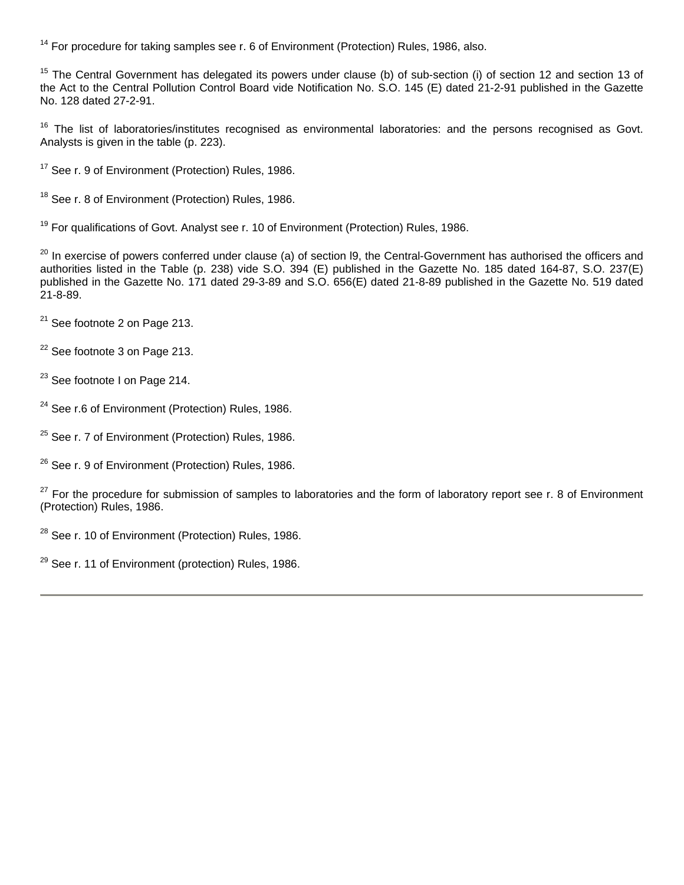[14] For procedure for taking samples see r. 6 of Environment (Protection) Rules, 1986, also.

[15] The Central Government has delegated its powers under clause (b) of sub-section (i) of section 12 and section 13 of the Act to the Central Pollution Control Board vide Notification No. S.O. 145 (E) dated 21-2-91 published in the Gazette No. 128 dated 27-2-91.

[16] The list of laboratories/institutes recognised as environmental laboratories: and the persons recognised as Govt. Analysts is given in the table (p. 223).

[17] See r. 9 of Environment (Protection) Rules, 1986.

[18] See r. 8 of Environment (Protection) Rules, 1986.

[19] For qualifications of Govt. Analyst see r. 10 of Environment (Protection) Rules, 1986.

[20] In exercise of powers conferred under clause (a) of section l9, the Central-Government has authorised the officers and authorities listed in the Table (p. 238) vide S.O. 394 (E) published in the Gazette No. 185 dated 164-87, S.O. 237(E) published in the Gazette No. 171 dated 29-3-89 and S.O. 656(E) dated 21-8-89 published in the Gazette No. 519 dated 21-8-89.

[21] See footnote 2 on Page 213.

[22] See footnote 3 on Page 213.

[23] See footnote I on Page 214.

[24] See r.6 of Environment (Protection) Rules, 1986.

[25] See r. 7 of Environment (Protection) Rules, 1986.

[26] See r. 9 of Environment (Protection) Rules, 1986.

[27] For the procedure for submission of samples to laboratories and the form of laboratory report see r. 8 of Environment (Protection) Rules, 1986.

[28] See r. 10 of Environment (Protection) Rules, 1986.

[29] See r. 11 of Environment (protection) Rules, 1986.